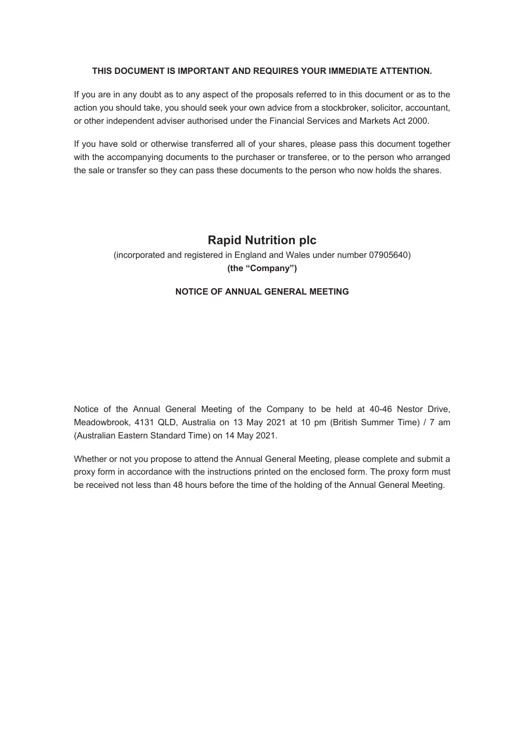**THIS DOCUMENT IS IMPORTANT AND REQUIRES YOUR IMMEDIATE ATTENTION.**

If you are in any doubt as to any aspect of the proposals referred to in this document or as to the action you should take, you should seek your own advice from a stockbroker, solicitor, accountant, or other independent adviser authorised under the Financial Services and Markets Act 2000.

If you have sold or otherwise transferred all of your shares, please pass this document together with the accompanying documents to the purchaser or transferee, or to the person who arranged the sale or transfer so they can pass these documents to the person who now holds the shares.

# Rapid Nutrition plc

(incorporated and registered in England and Wales under number 07905640)

**(the "Company")**

**NOTICE OF ANNUAL GENERAL MEETING**

Notice of the Annual General Meeting of the Company to be held at 40-46 Nestor Drive, Meadowbrook, 4131 QLD, Australia on 13 May 2021 at 10 pm (British Summer Time) / 7 am (Australian Eastern Standard Time) on 14 May 2021.

Whether or not you propose to attend the Annual General Meeting, please complete and submit a proxy form in accordance with the instructions printed on the enclosed form. The proxy form must be received not less than 48 hours before the time of the holding of the Annual General Meeting.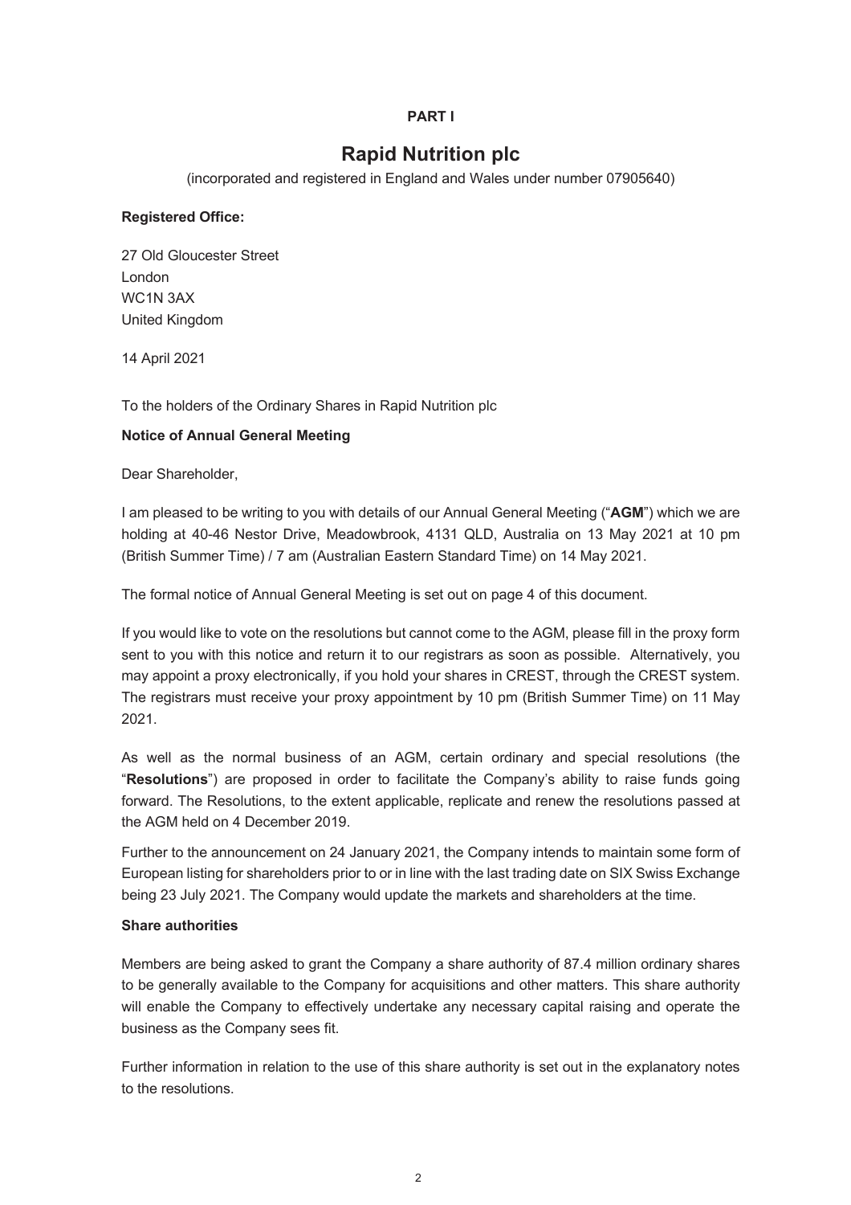**PART I**

# Rapid Nutrition plc

(incorporated and registered in England and Wales under number 07905640)

**Registered Office:**

27 Old Gloucester Street
London
WC1N 3AX
United Kingdom

14 April 2021

To the holders of the Ordinary Shares in Rapid Nutrition plc

**Notice of Annual General Meeting**

Dear Shareholder,

I am pleased to be writing to you with details of our Annual General Meeting ("**AGM**") which we are holding at 40-46 Nestor Drive, Meadowbrook, 4131 QLD, Australia on 13 May 2021 at 10 pm (British Summer Time) / 7 am (Australian Eastern Standard Time) on 14 May 2021.

The formal notice of Annual General Meeting is set out on page 4 of this document.

If you would like to vote on the resolutions but cannot come to the AGM, please fill in the proxy form sent to you with this notice and return it to our registrars as soon as possible. Alternatively, you may appoint a proxy electronically, if you hold your shares in CREST, through the CREST system. The registrars must receive your proxy appointment by 10 pm (British Summer Time) on 11 May 2021.

As well as the normal business of an AGM, certain ordinary and special resolutions (the "**Resolutions**") are proposed in order to facilitate the Company's ability to raise funds going forward. The Resolutions, to the extent applicable, replicate and renew the resolutions passed at the AGM held on 4 December 2019.

Further to the announcement on 24 January 2021, the Company intends to maintain some form of European listing for shareholders prior to or in line with the last trading date on SIX Swiss Exchange being 23 July 2021. The Company would update the markets and shareholders at the time.

**Share authorities**

Members are being asked to grant the Company a share authority of 87.4 million ordinary shares to be generally available to the Company for acquisitions and other matters. This share authority will enable the Company to effectively undertake any necessary capital raising and operate the business as the Company sees fit.

Further information in relation to the use of this share authority is set out in the explanatory notes to the resolutions.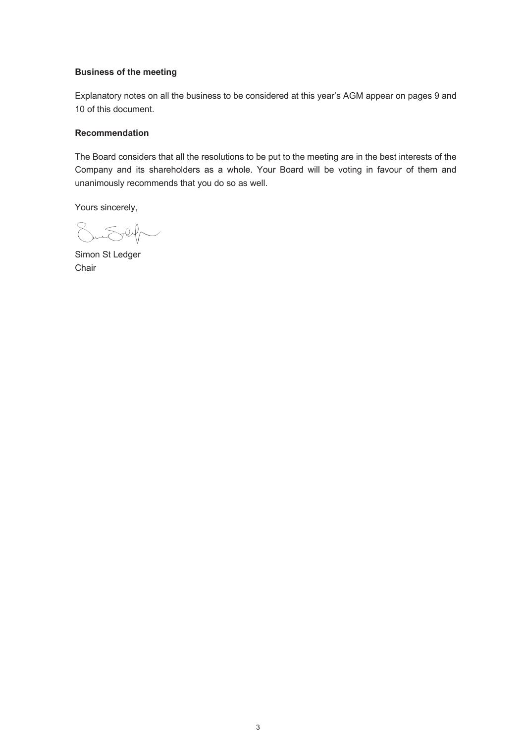**Business of the meeting**

Explanatory notes on all the business to be considered at this year's AGM appear on pages 9 and 10 of this document.

**Recommendation**

The Board considers that all the resolutions to be put to the meeting are in the best interests of the Company and its shareholders as a whole. Your Board will be voting in favour of them and unanimously recommends that you do so as well.

Yours sincerely,

Simon St Ledger
Chair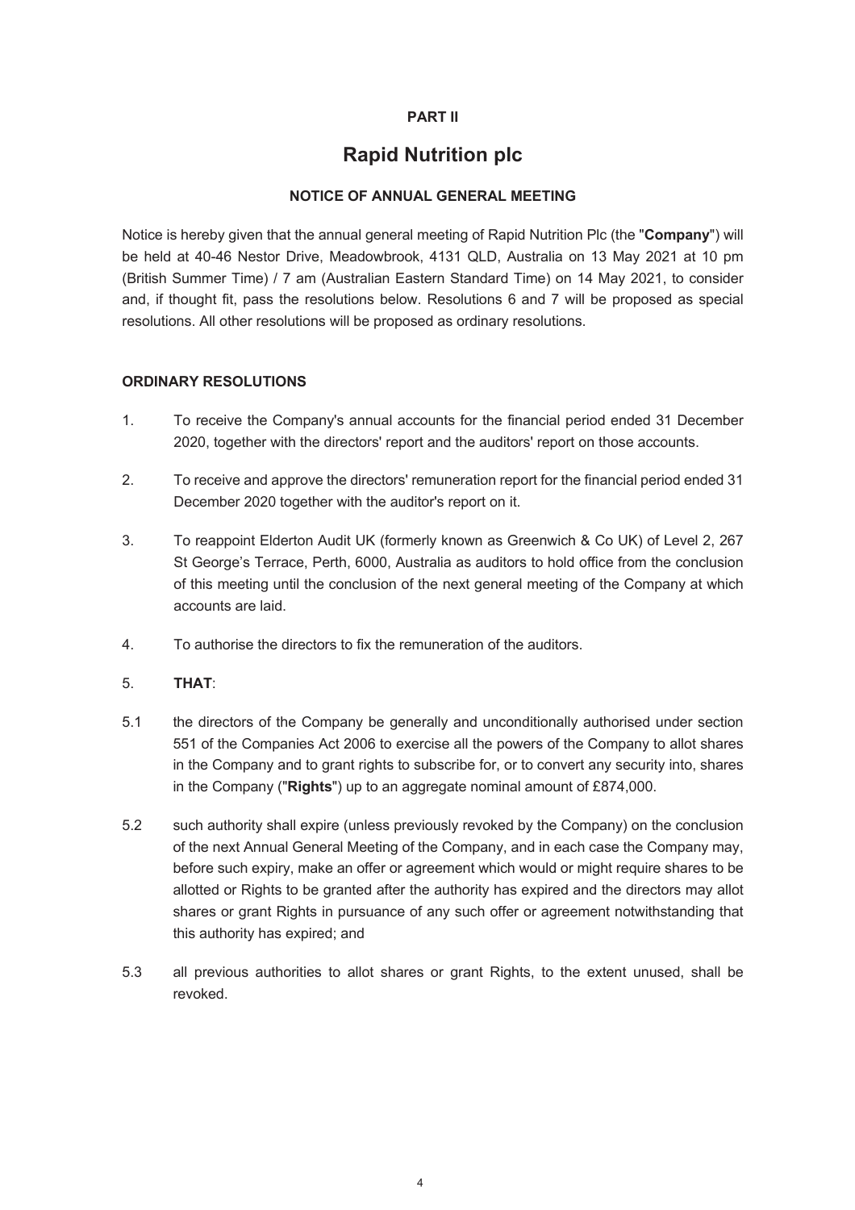**PART II**

# Rapid Nutrition plc

**NOTICE OF ANNUAL GENERAL MEETING**

Notice is hereby given that the annual general meeting of Rapid Nutrition Plc (the "**Company**") will be held at 40-46 Nestor Drive, Meadowbrook, 4131 QLD, Australia on 13 May 2021 at 10 pm (British Summer Time) / 7 am (Australian Eastern Standard Time) on 14 May 2021, to consider and, if thought fit, pass the resolutions below. Resolutions 6 and 7 will be proposed as special resolutions. All other resolutions will be proposed as ordinary resolutions.

**ORDINARY RESOLUTIONS**

1. To receive the Company's annual accounts for the financial period ended 31 December 2020, together with the directors' report and the auditors' report on those accounts.

2. To receive and approve the directors' remuneration report for the financial period ended 31 December 2020 together with the auditor's report on it.

3. To reappoint Elderton Audit UK (formerly known as Greenwich & Co UK) of Level 2, 267 St George's Terrace, Perth, 6000, Australia as auditors to hold office from the conclusion of this meeting until the conclusion of the next general meeting of the Company at which accounts are laid.

4. To authorise the directors to fix the remuneration of the auditors.

5. **THAT**:

5.1 the directors of the Company be generally and unconditionally authorised under section 551 of the Companies Act 2006 to exercise all the powers of the Company to allot shares in the Company and to grant rights to subscribe for, or to convert any security into, shares in the Company ("**Rights**") up to an aggregate nominal amount of £874,000.

5.2 such authority shall expire (unless previously revoked by the Company) on the conclusion of the next Annual General Meeting of the Company, and in each case the Company may, before such expiry, make an offer or agreement which would or might require shares to be allotted or Rights to be granted after the authority has expired and the directors may allot shares or grant Rights in pursuance of any such offer or agreement notwithstanding that this authority has expired; and

5.3 all previous authorities to allot shares or grant Rights, to the extent unused, shall be revoked.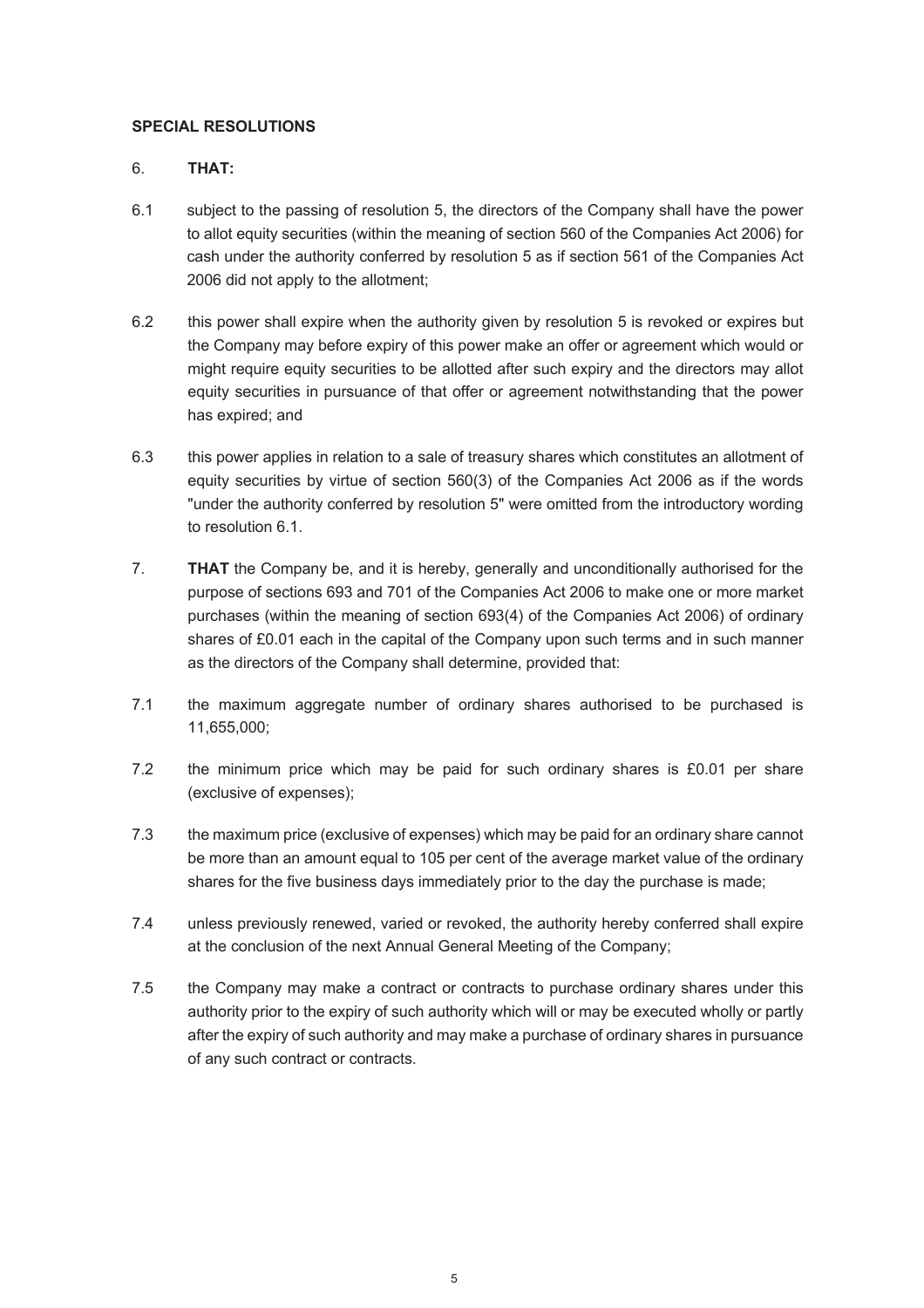**SPECIAL RESOLUTIONS**

6. **THAT:**

6.1 subject to the passing of resolution 5, the directors of the Company shall have the power to allot equity securities (within the meaning of section 560 of the Companies Act 2006) for cash under the authority conferred by resolution 5 as if section 561 of the Companies Act 2006 did not apply to the allotment;

6.2 this power shall expire when the authority given by resolution 5 is revoked or expires but the Company may before expiry of this power make an offer or agreement which would or might require equity securities to be allotted after such expiry and the directors may allot equity securities in pursuance of that offer or agreement notwithstanding that the power has expired; and

6.3 this power applies in relation to a sale of treasury shares which constitutes an allotment of equity securities by virtue of section 560(3) of the Companies Act 2006 as if the words "under the authority conferred by resolution 5" were omitted from the introductory wording to resolution 6.1.

7. **THAT** the Company be, and it is hereby, generally and unconditionally authorised for the purpose of sections 693 and 701 of the Companies Act 2006 to make one or more market purchases (within the meaning of section 693(4) of the Companies Act 2006) of ordinary shares of £0.01 each in the capital of the Company upon such terms and in such manner as the directors of the Company shall determine, provided that:

7.1 the maximum aggregate number of ordinary shares authorised to be purchased is 11,655,000;

7.2 the minimum price which may be paid for such ordinary shares is £0.01 per share (exclusive of expenses);

7.3 the maximum price (exclusive of expenses) which may be paid for an ordinary share cannot be more than an amount equal to 105 per cent of the average market value of the ordinary shares for the five business days immediately prior to the day the purchase is made;

7.4 unless previously renewed, varied or revoked, the authority hereby conferred shall expire at the conclusion of the next Annual General Meeting of the Company;

7.5 the Company may make a contract or contracts to purchase ordinary shares under this authority prior to the expiry of such authority which will or may be executed wholly or partly after the expiry of such authority and may make a purchase of ordinary shares in pursuance of any such contract or contracts.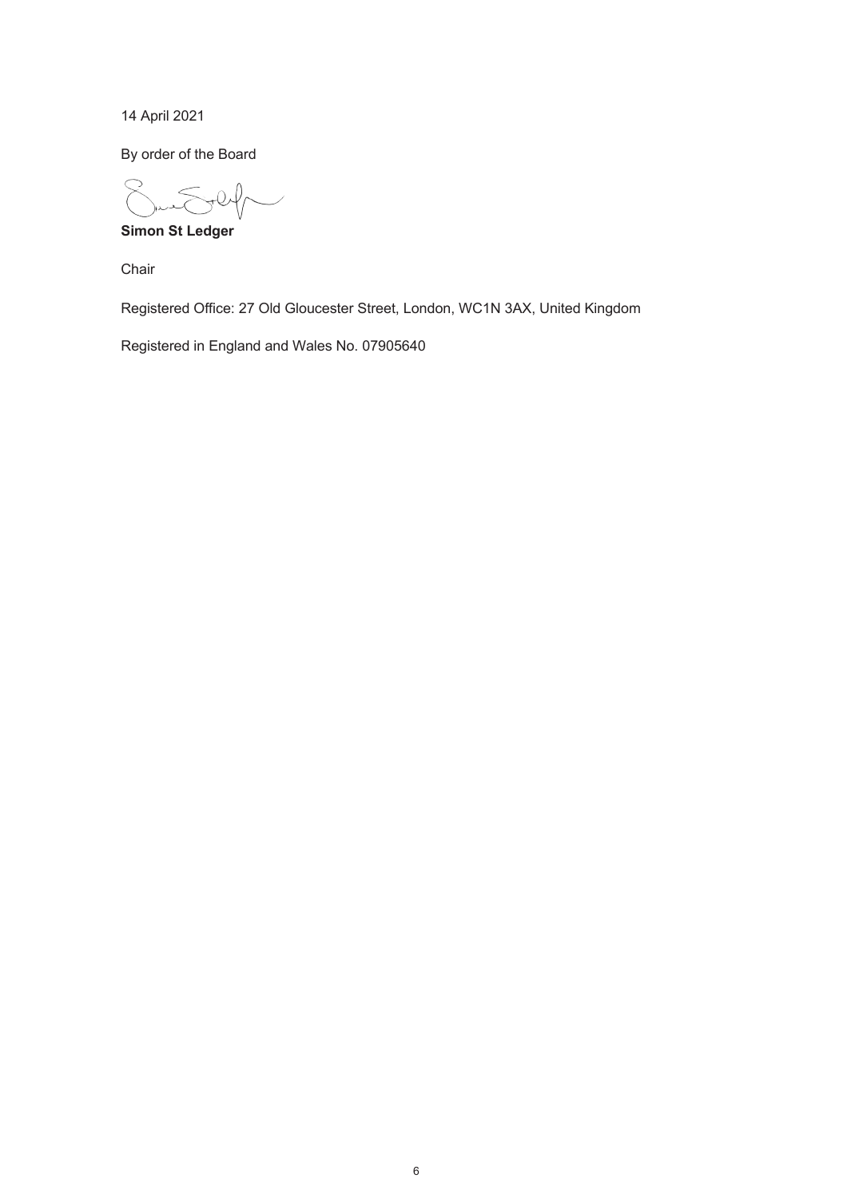14 April 2021

By order of the Board

**Simon St Ledger**

Chair

Registered Office: 27 Old Gloucester Street, London, WC1N 3AX, United Kingdom

Registered in England and Wales No. 07905640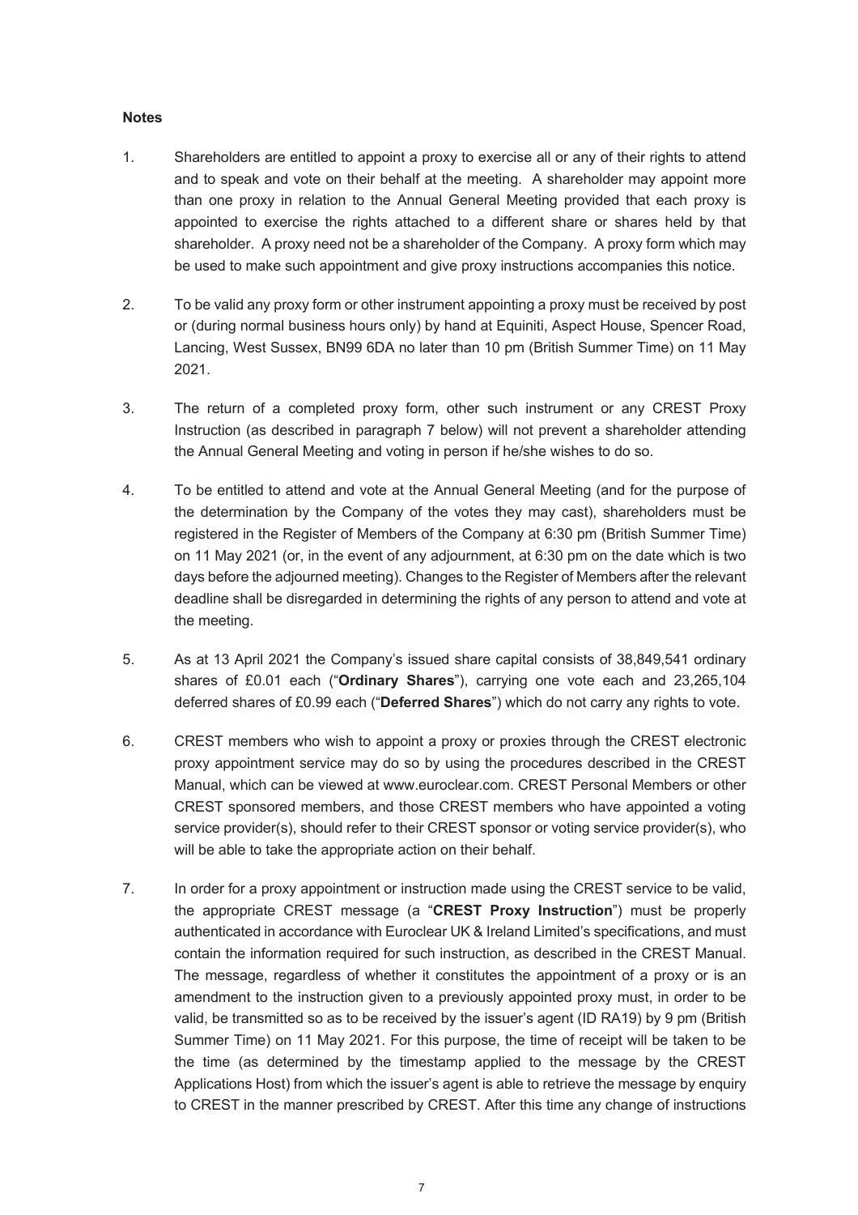**Notes**

1. Shareholders are entitled to appoint a proxy to exercise all or any of their rights to attend and to speak and vote on their behalf at the meeting. A shareholder may appoint more than one proxy in relation to the Annual General Meeting provided that each proxy is appointed to exercise the rights attached to a different share or shares held by that shareholder. A proxy need not be a shareholder of the Company. A proxy form which may be used to make such appointment and give proxy instructions accompanies this notice.

2. To be valid any proxy form or other instrument appointing a proxy must be received by post or (during normal business hours only) by hand at Equiniti, Aspect House, Spencer Road, Lancing, West Sussex, BN99 6DA no later than 10 pm (British Summer Time) on 11 May 2021.

3. The return of a completed proxy form, other such instrument or any CREST Proxy Instruction (as described in paragraph 7 below) will not prevent a shareholder attending the Annual General Meeting and voting in person if he/she wishes to do so.

4. To be entitled to attend and vote at the Annual General Meeting (and for the purpose of the determination by the Company of the votes they may cast), shareholders must be registered in the Register of Members of the Company at 6:30 pm (British Summer Time) on 11 May 2021 (or, in the event of any adjournment, at 6:30 pm on the date which is two days before the adjourned meeting). Changes to the Register of Members after the relevant deadline shall be disregarded in determining the rights of any person to attend and vote at the meeting.

5. As at 13 April 2021 the Company's issued share capital consists of 38,849,541 ordinary shares of £0.01 each ("**Ordinary Shares**"), carrying one vote each and 23,265,104 deferred shares of £0.99 each ("**Deferred Shares**") which do not carry any rights to vote.

6. CREST members who wish to appoint a proxy or proxies through the CREST electronic proxy appointment service may do so by using the procedures described in the CREST Manual, which can be viewed at www.euroclear.com. CREST Personal Members or other CREST sponsored members, and those CREST members who have appointed a voting service provider(s), should refer to their CREST sponsor or voting service provider(s), who will be able to take the appropriate action on their behalf.

7. In order for a proxy appointment or instruction made using the CREST service to be valid, the appropriate CREST message (a "**CREST Proxy Instruction**") must be properly authenticated in accordance with Euroclear UK & Ireland Limited's specifications, and must contain the information required for such instruction, as described in the CREST Manual. The message, regardless of whether it constitutes the appointment of a proxy or is an amendment to the instruction given to a previously appointed proxy must, in order to be valid, be transmitted so as to be received by the issuer's agent (ID RA19) by 9 pm (British Summer Time) on 11 May 2021. For this purpose, the time of receipt will be taken to be the time (as determined by the timestamp applied to the message by the CREST Applications Host) from which the issuer's agent is able to retrieve the message by enquiry to CREST in the manner prescribed by CREST. After this time any change of instructions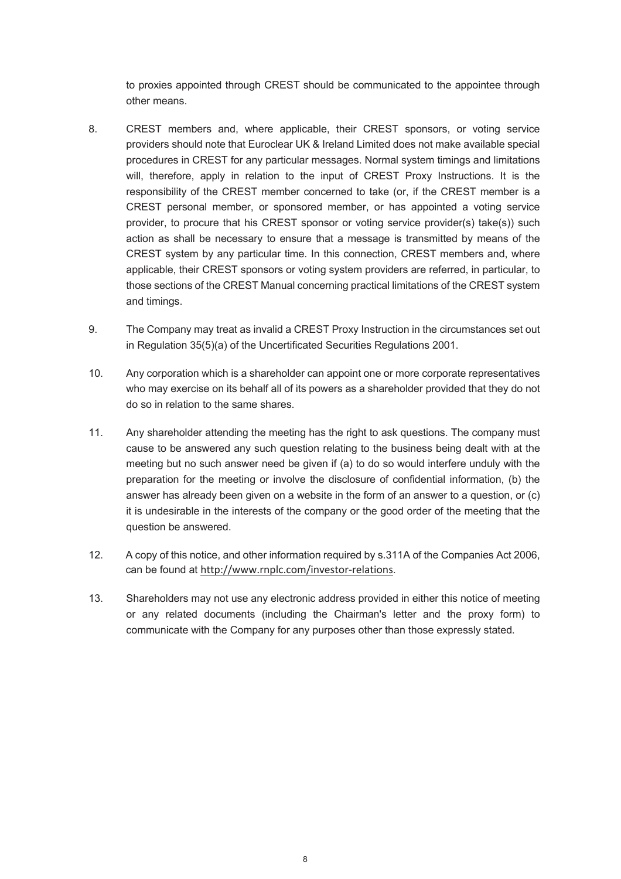to proxies appointed through CREST should be communicated to the appointee through other means.

8. CREST members and, where applicable, their CREST sponsors, or voting service providers should note that Euroclear UK & Ireland Limited does not make available special procedures in CREST for any particular messages. Normal system timings and limitations will, therefore, apply in relation to the input of CREST Proxy Instructions. It is the responsibility of the CREST member concerned to take (or, if the CREST member is a CREST personal member, or sponsored member, or has appointed a voting service provider, to procure that his CREST sponsor or voting service provider(s) take(s)) such action as shall be necessary to ensure that a message is transmitted by means of the CREST system by any particular time. In this connection, CREST members and, where applicable, their CREST sponsors or voting system providers are referred, in particular, to those sections of the CREST Manual concerning practical limitations of the CREST system and timings.

9. The Company may treat as invalid a CREST Proxy Instruction in the circumstances set out in Regulation 35(5)(a) of the Uncertificated Securities Regulations 2001.

10. Any corporation which is a shareholder can appoint one or more corporate representatives who may exercise on its behalf all of its powers as a shareholder provided that they do not do so in relation to the same shares.

11. Any shareholder attending the meeting has the right to ask questions. The company must cause to be answered any such question relating to the business being dealt with at the meeting but no such answer need be given if (a) to do so would interfere unduly with the preparation for the meeting or involve the disclosure of confidential information, (b) the answer has already been given on a website in the form of an answer to a question, or (c) it is undesirable in the interests of the company or the good order of the meeting that the question be answered.

12. A copy of this notice, and other information required by s.311A of the Companies Act 2006, can be found at http://www.rnplc.com/investor-relations.

13. Shareholders may not use any electronic address provided in either this notice of meeting or any related documents (including the Chairman's letter and the proxy form) to communicate with the Company for any purposes other than those expressly stated.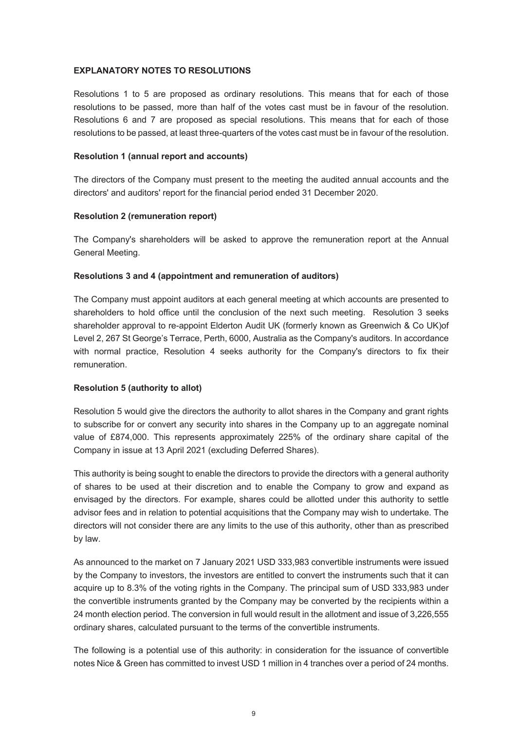**EXPLANATORY NOTES TO RESOLUTIONS**

Resolutions 1 to 5 are proposed as ordinary resolutions. This means that for each of those resolutions to be passed, more than half of the votes cast must be in favour of the resolution. Resolutions 6 and 7 are proposed as special resolutions. This means that for each of those resolutions to be passed, at least three-quarters of the votes cast must be in favour of the resolution.

**Resolution 1 (annual report and accounts)**

The directors of the Company must present to the meeting the audited annual accounts and the directors' and auditors' report for the financial period ended 31 December 2020.

**Resolution 2 (remuneration report)**

The Company's shareholders will be asked to approve the remuneration report at the Annual General Meeting.

**Resolutions 3 and 4 (appointment and remuneration of auditors)**

The Company must appoint auditors at each general meeting at which accounts are presented to shareholders to hold office until the conclusion of the next such meeting. Resolution 3 seeks shareholder approval to re-appoint Elderton Audit UK (formerly known as Greenwich & Co UK)of Level 2, 267 St George's Terrace, Perth, 6000, Australia as the Company's auditors. In accordance with normal practice, Resolution 4 seeks authority for the Company's directors to fix their remuneration.

**Resolution 5 (authority to allot)**

Resolution 5 would give the directors the authority to allot shares in the Company and grant rights to subscribe for or convert any security into shares in the Company up to an aggregate nominal value of £874,000. This represents approximately 225% of the ordinary share capital of the Company in issue at 13 April 2021 (excluding Deferred Shares).

This authority is being sought to enable the directors to provide the directors with a general authority of shares to be used at their discretion and to enable the Company to grow and expand as envisaged by the directors. For example, shares could be allotted under this authority to settle advisor fees and in relation to potential acquisitions that the Company may wish to undertake. The directors will not consider there are any limits to the use of this authority, other than as prescribed by law.

As announced to the market on 7 January 2021 USD 333,983 convertible instruments were issued by the Company to investors, the investors are entitled to convert the instruments such that it can acquire up to 8.3% of the voting rights in the Company. The principal sum of USD 333,983 under the convertible instruments granted by the Company may be converted by the recipients within a 24 month election period. The conversion in full would result in the allotment and issue of 3,226,555 ordinary shares, calculated pursuant to the terms of the convertible instruments.

The following is a potential use of this authority: in consideration for the issuance of convertible notes Nice & Green has committed to invest USD 1 million in 4 tranches over a period of 24 months.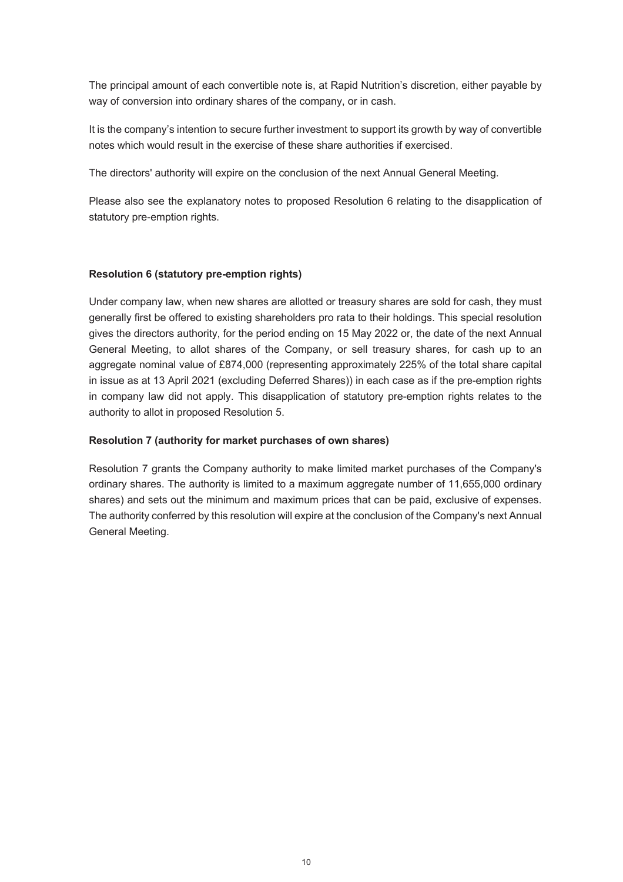The principal amount of each convertible note is, at Rapid Nutrition's discretion, either payable by way of conversion into ordinary shares of the company, or in cash.

It is the company's intention to secure further investment to support its growth by way of convertible notes which would result in the exercise of these share authorities if exercised.

The directors' authority will expire on the conclusion of the next Annual General Meeting.

Please also see the explanatory notes to proposed Resolution 6 relating to the disapplication of statutory pre-emption rights.

**Resolution 6 (statutory pre-emption rights)**

Under company law, when new shares are allotted or treasury shares are sold for cash, they must generally first be offered to existing shareholders pro rata to their holdings. This special resolution gives the directors authority, for the period ending on 15 May 2022 or, the date of the next Annual General Meeting, to allot shares of the Company, or sell treasury shares, for cash up to an aggregate nominal value of £874,000 (representing approximately 225% of the total share capital in issue as at 13 April 2021 (excluding Deferred Shares)) in each case as if the pre-emption rights in company law did not apply. This disapplication of statutory pre-emption rights relates to the authority to allot in proposed Resolution 5.

**Resolution 7 (authority for market purchases of own shares)**

Resolution 7 grants the Company authority to make limited market purchases of the Company's ordinary shares. The authority is limited to a maximum aggregate number of 11,655,000 ordinary shares) and sets out the minimum and maximum prices that can be paid, exclusive of expenses. The authority conferred by this resolution will expire at the conclusion of the Company's next Annual General Meeting.